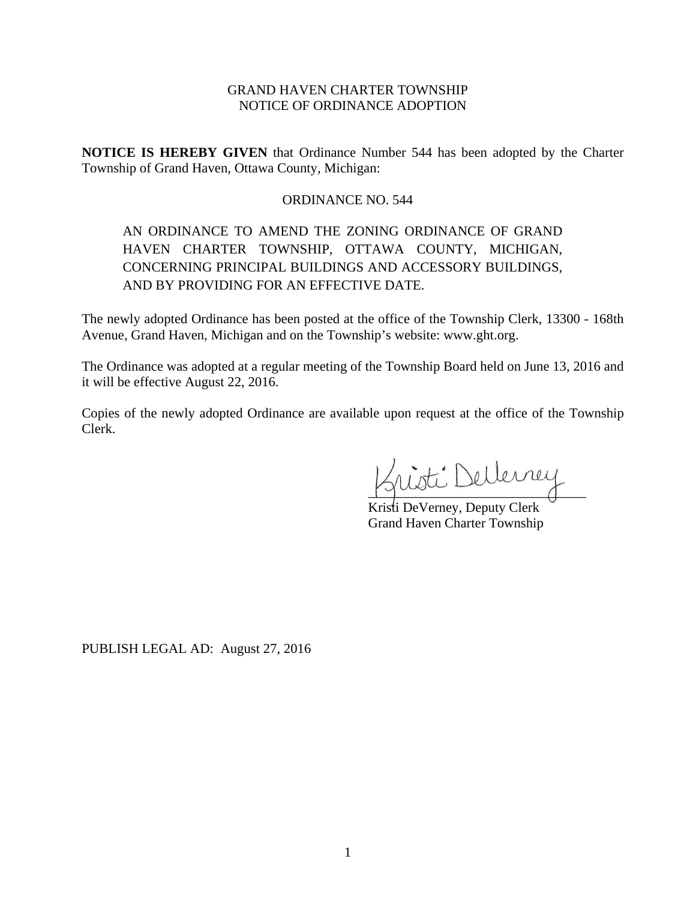GRAND HAVEN CHARTER TOWNSHIP
NOTICE OF ORDINANCE ADOPTION

**NOTICE IS HEREBY GIVEN** that Ordinance Number 544 has been adopted by the Charter Township of Grand Haven, Ottawa County, Michigan:

ORDINANCE NO. 544

AN ORDINANCE TO AMEND THE ZONING ORDINANCE OF GRAND HAVEN CHARTER TOWNSHIP, OTTAWA COUNTY, MICHIGAN, CONCERNING PRINCIPAL BUILDINGS AND ACCESSORY BUILDINGS, AND BY PROVIDING FOR AN EFFECTIVE DATE.

The newly adopted Ordinance has been posted at the office of the Township Clerk, 13300 - 168th Avenue, Grand Haven, Michigan and on the Township's website: www.ght.org.

The Ordinance was adopted at a regular meeting of the Township Board held on June 13, 2016 and it will be effective August 22, 2016.

Copies of the newly adopted Ordinance are available upon request at the office of the Township Clerk.

Kristi DeVerney, Deputy Clerk
Grand Haven Charter Township

PUBLISH LEGAL AD: August 27, 2016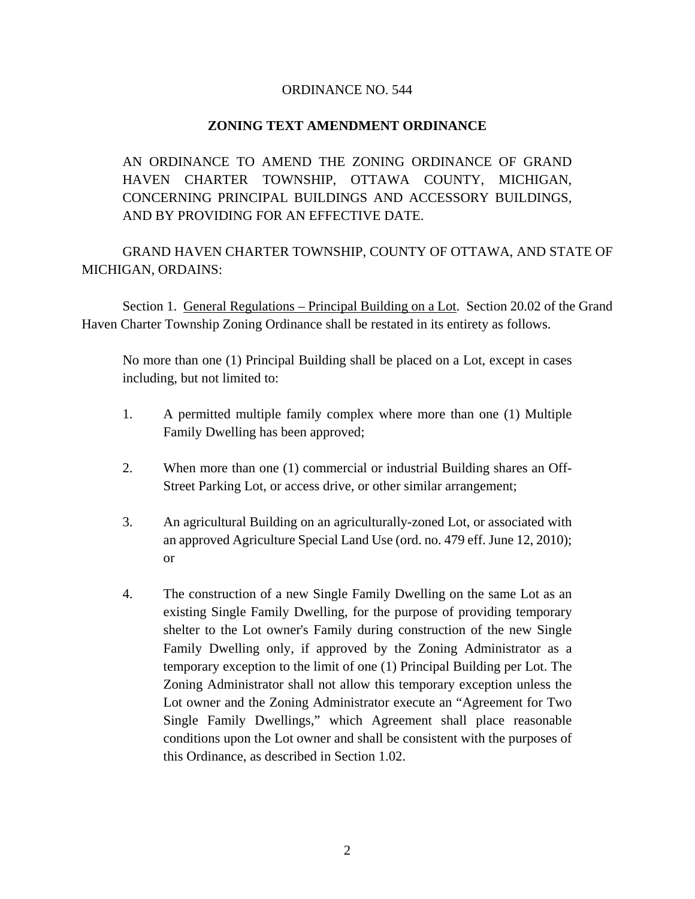ORDINANCE NO. 544

**ZONING TEXT AMENDMENT ORDINANCE**

AN ORDINANCE TO AMEND THE ZONING ORDINANCE OF GRAND HAVEN CHARTER TOWNSHIP, OTTAWA COUNTY, MICHIGAN, CONCERNING PRINCIPAL BUILDINGS AND ACCESSORY BUILDINGS, AND BY PROVIDING FOR AN EFFECTIVE DATE.

GRAND HAVEN CHARTER TOWNSHIP, COUNTY OF OTTAWA, AND STATE OF MICHIGAN, ORDAINS:

Section 1. <u>General Regulations – Principal Building on a Lot</u>. Section 20.02 of the Grand Haven Charter Township Zoning Ordinance shall be restated in its entirety as follows.

No more than one (1) Principal Building shall be placed on a Lot, except in cases including, but not limited to:

1. A permitted multiple family complex where more than one (1) Multiple Family Dwelling has been approved;

2. When more than one (1) commercial or industrial Building shares an Off-Street Parking Lot, or access drive, or other similar arrangement;

3. An agricultural Building on an agriculturally-zoned Lot, or associated with an approved Agriculture Special Land Use (ord. no. 479 eff. June 12, 2010); or

4. The construction of a new Single Family Dwelling on the same Lot as an existing Single Family Dwelling, for the purpose of providing temporary shelter to the Lot owner's Family during construction of the new Single Family Dwelling only, if approved by the Zoning Administrator as a temporary exception to the limit of one (1) Principal Building per Lot. The Zoning Administrator shall not allow this temporary exception unless the Lot owner and the Zoning Administrator execute an "Agreement for Two Single Family Dwellings," which Agreement shall place reasonable conditions upon the Lot owner and shall be consistent with the purposes of this Ordinance, as described in Section 1.02.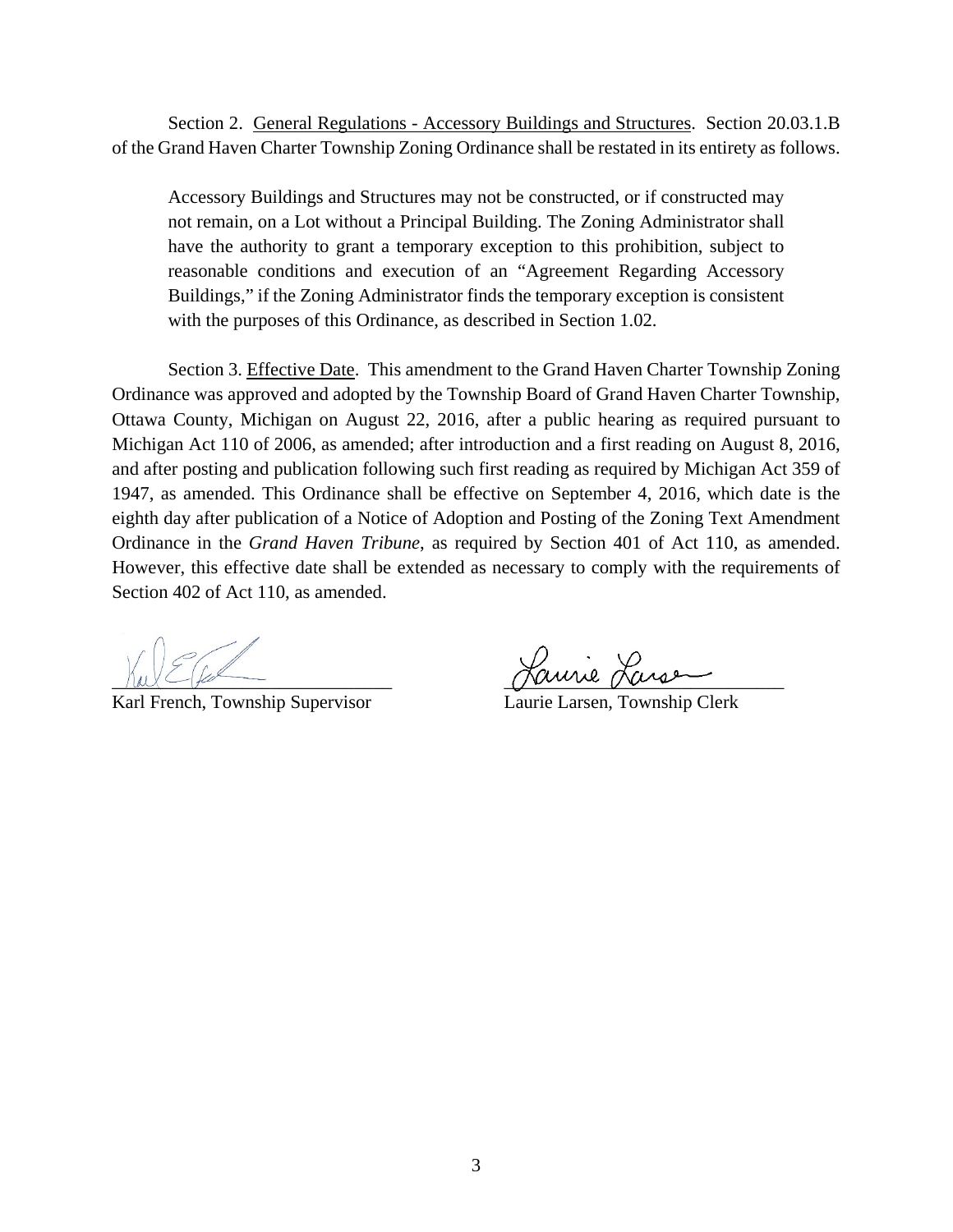Section 2. <u>General Regulations - Accessory Buildings and Structures</u>. Section 20.03.1.B of the Grand Haven Charter Township Zoning Ordinance shall be restated in its entirety as follows.

> Accessory Buildings and Structures may not be constructed, or if constructed may not remain, on a Lot without a Principal Building. The Zoning Administrator shall have the authority to grant a temporary exception to this prohibition, subject to reasonable conditions and execution of an "Agreement Regarding Accessory Buildings," if the Zoning Administrator finds the temporary exception is consistent with the purposes of this Ordinance, as described in Section 1.02.

Section 3. <u>Effective Date</u>. This amendment to the Grand Haven Charter Township Zoning Ordinance was approved and adopted by the Township Board of Grand Haven Charter Township, Ottawa County, Michigan on August 22, 2016, after a public hearing as required pursuant to Michigan Act 110 of 2006, as amended; after introduction and a first reading on August 8, 2016, and after posting and publication following such first reading as required by Michigan Act 359 of 1947, as amended. This Ordinance shall be effective on September 4, 2016, which date is the eighth day after publication of a Notice of Adoption and Posting of the Zoning Text Amendment Ordinance in the *Grand Haven Tribune*, as required by Section 401 of Act 110, as amended. However, this effective date shall be extended as necessary to comply with the requirements of Section 402 of Act 110, as amended.

| | |
|---|---|
| ______________________________ | ______________________________ |
| Karl French, Township Supervisor | Laurie Larsen, Township Clerk |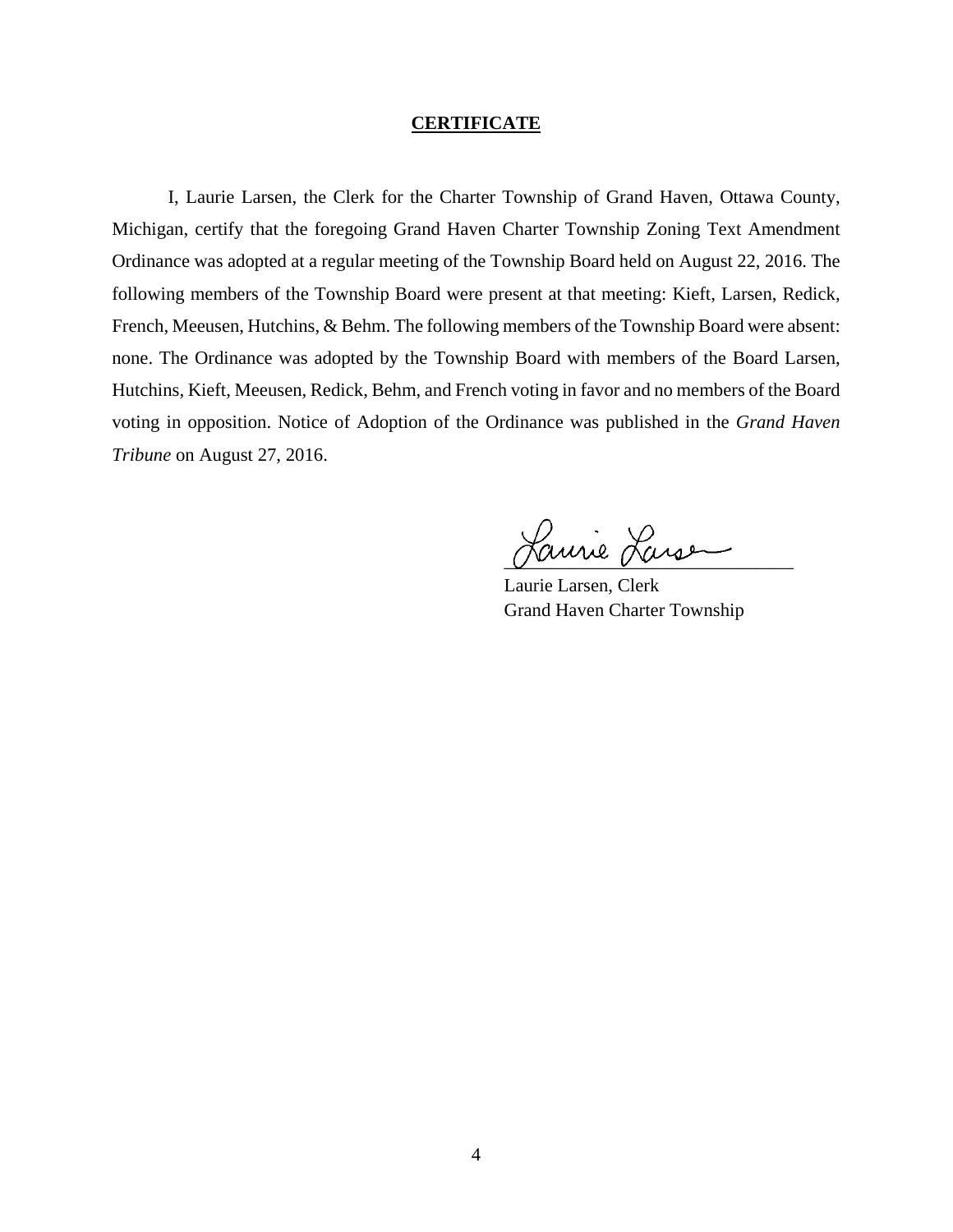**CERTIFICATE**

I, Laurie Larsen, the Clerk for the Charter Township of Grand Haven, Ottawa County, Michigan, certify that the foregoing Grand Haven Charter Township Zoning Text Amendment Ordinance was adopted at a regular meeting of the Township Board held on August 22, 2016. The following members of the Township Board were present at that meeting: Kieft, Larsen, Redick, French, Meeusen, Hutchins, & Behm. The following members of the Township Board were absent: none. The Ordinance was adopted by the Township Board with members of the Board Larsen, Hutchins, Kieft, Meeusen, Redick, Behm, and French voting in favor and no members of the Board voting in opposition. Notice of Adoption of the Ordinance was published in the *Grand Haven Tribune* on August 27, 2016.

Laurie Larsen, Clerk
Grand Haven Charter Township